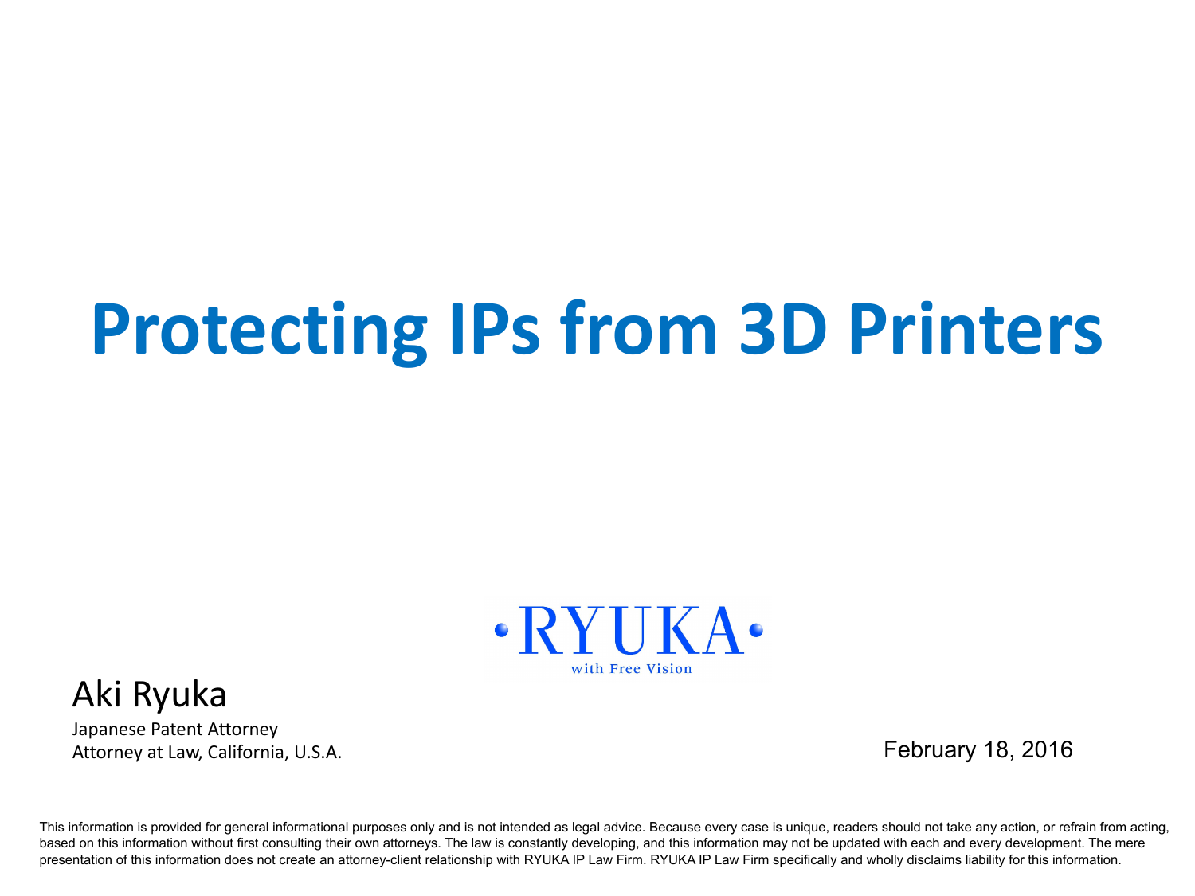# Protecting IPs from 3D Printers

RYUKA

with Free Vision

Aki Ryuka

Japanese Patent Attorney
Attorney at Law, California, U.S.A.

February 18, 2016

This information is provided for general informational purposes only and is not intended as legal advice. Because every case is unique, readers should not take any action, or refrain from acting, based on this information without first consulting their own attorneys. The law is constantly developing, and this information may not be updated with each and every development. The mere presentation of this information does not create an attorney-client relationship with RYUKA IP Law Firm. RYUKA IP Law Firm specifically and wholly disclaims liability for this information.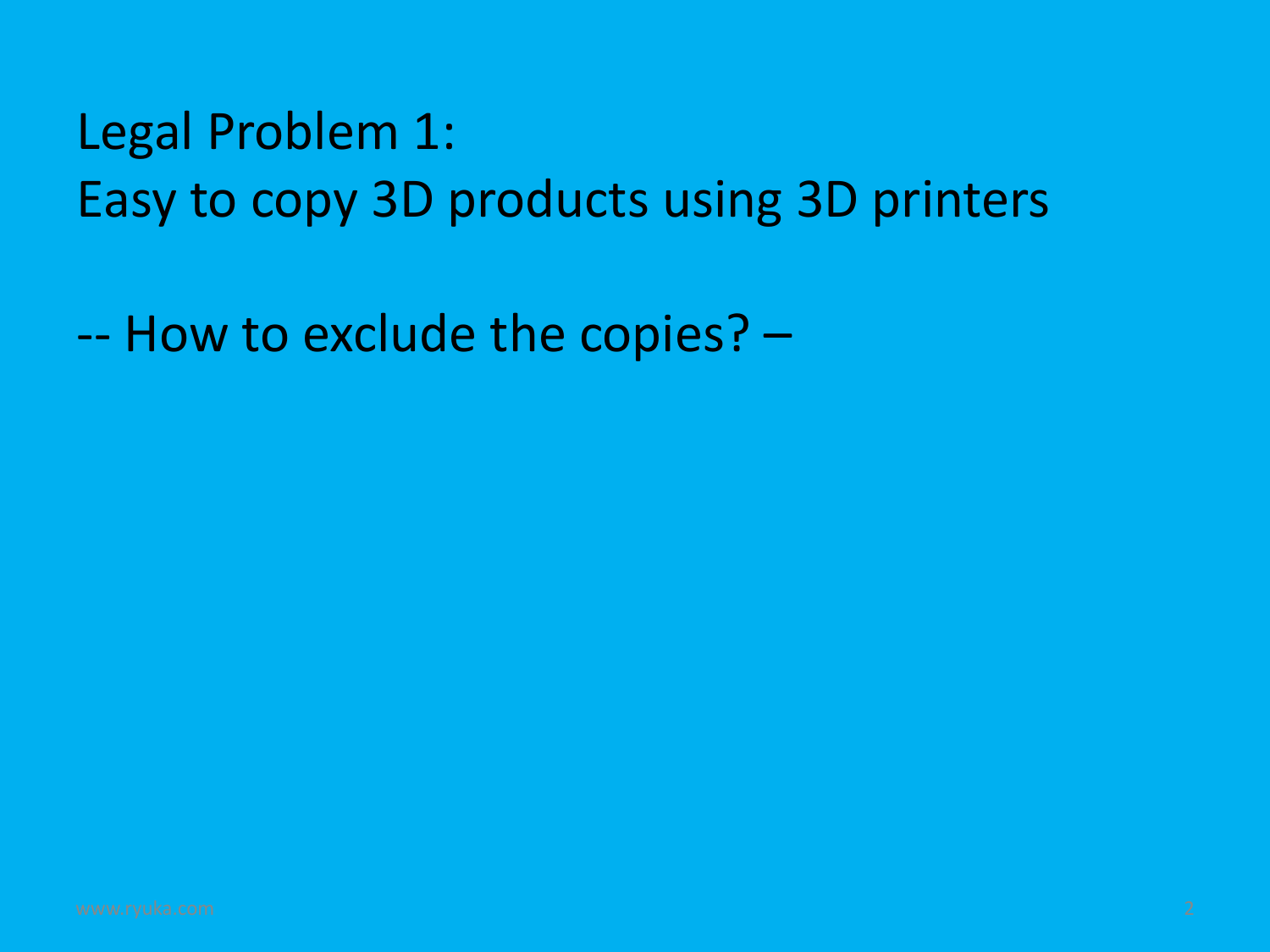## Legal Problem 1:
## Easy to copy 3D products using 3D printers

-- How to exclude the copies? –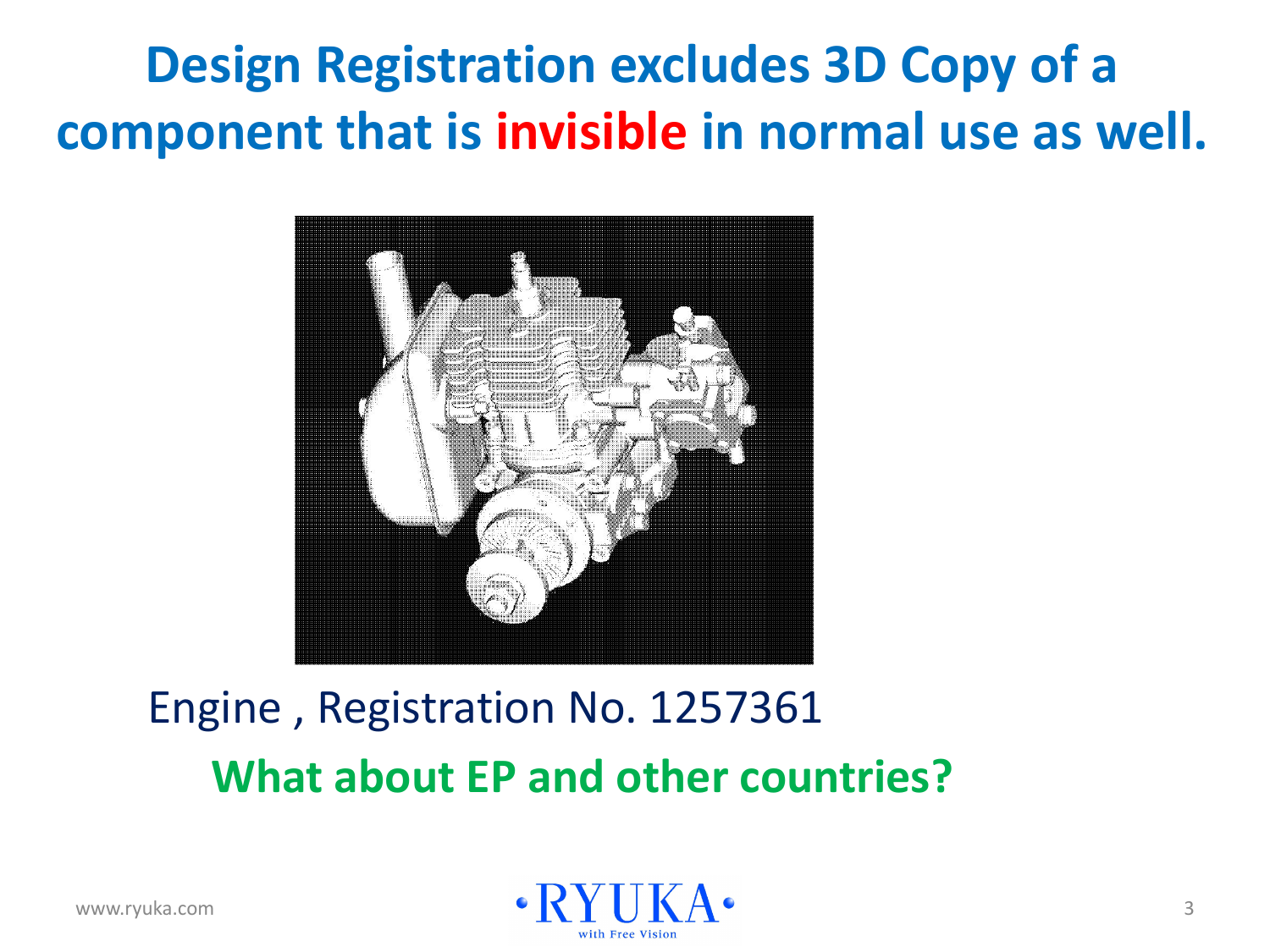# Design Registration excludes 3D Copy of a component that is invisible in normal use as well.

Engine , Registration No. 1257361

**What about EP and other countries?**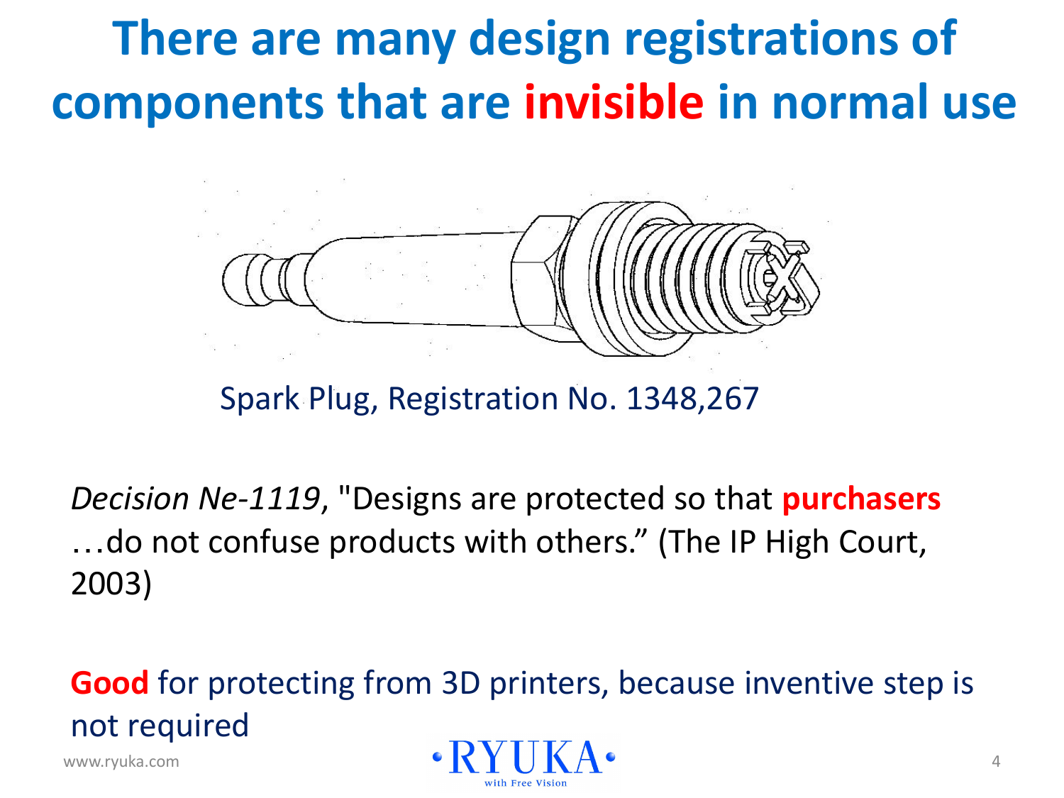# There are many design registrations of components that are **invisible** in normal use

Spark Plug, Registration No. 1348,267

*Decision Ne-1119*, "Designs are protected so that **purchasers** …do not confuse products with others." (The IP High Court, 2003)

**Good** for protecting from 3D printers, because inventive step is not required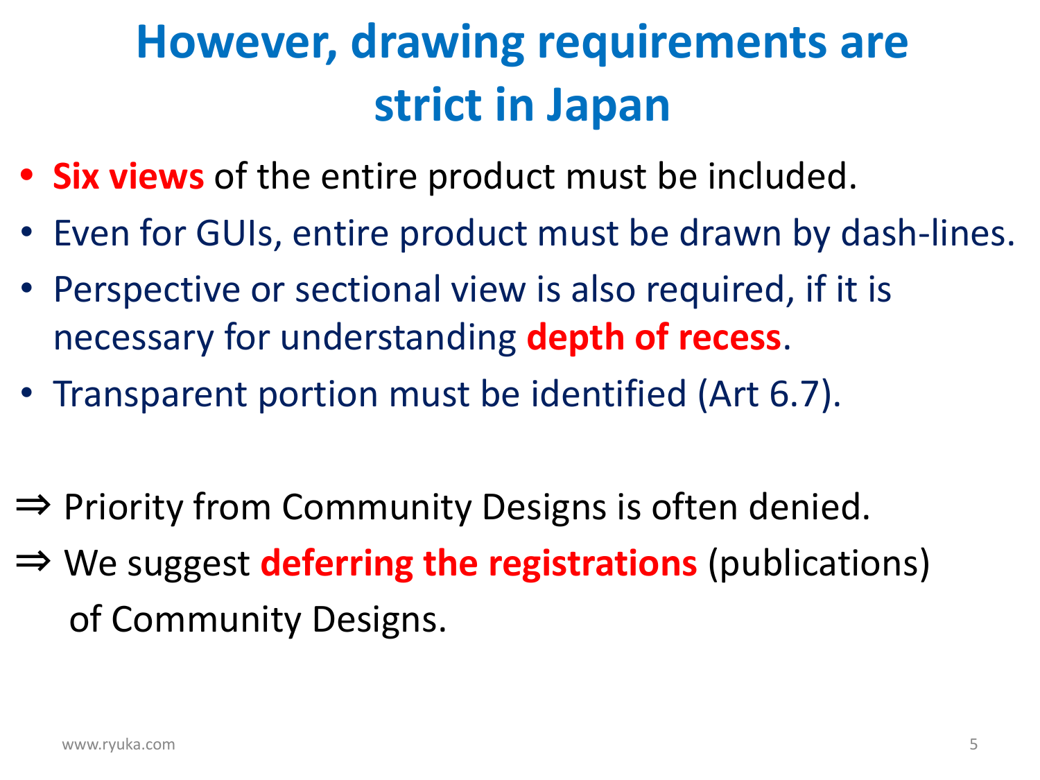# However, drawing requirements are strict in Japan

- **Six views** of the entire product must be included.
- Even for GUIs, entire product must be drawn by dash-lines.
- Perspective or sectional view is also required, if it is necessary for understanding **depth of recess**.
- Transparent portion must be identified (Art 6.7).

⇒ Priority from Community Designs is often denied.

⇒ We suggest **deferring the registrations** (publications) of Community Designs.

www.ryuka.com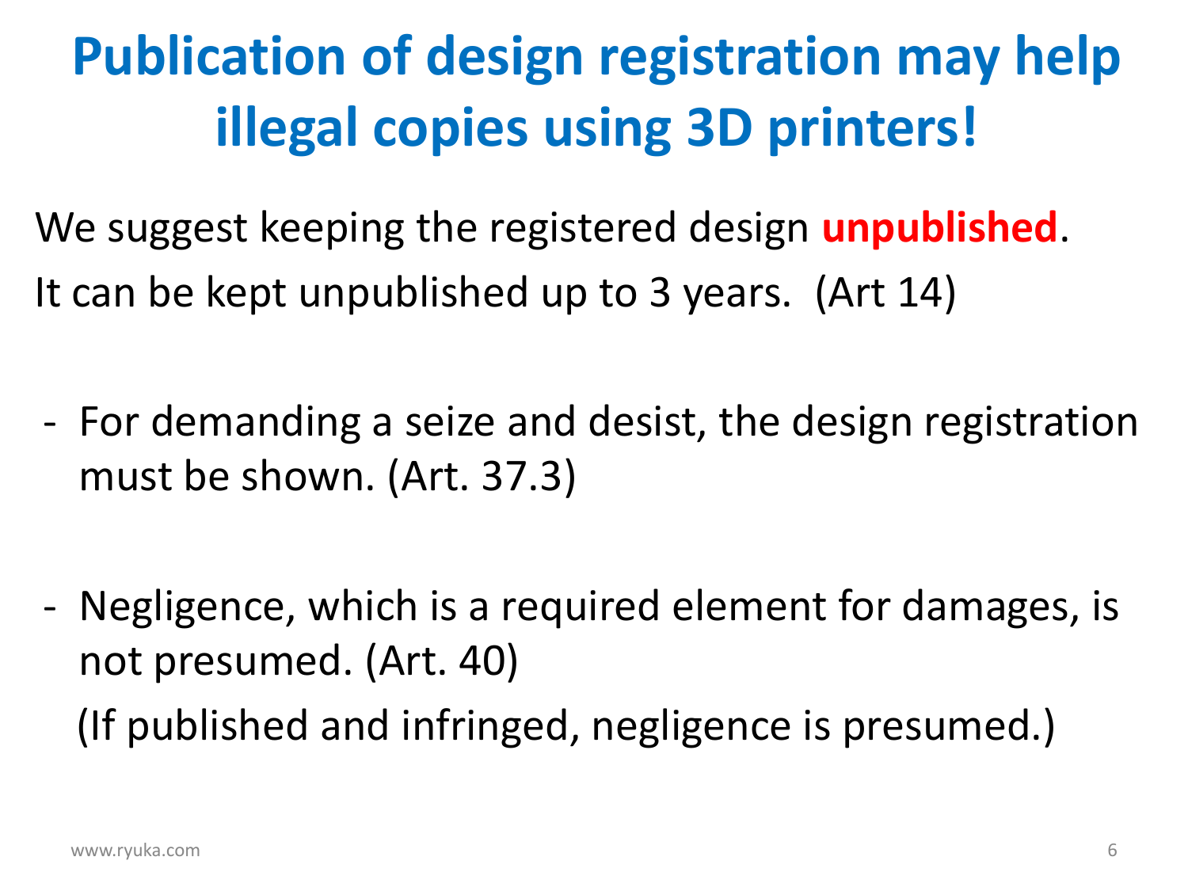# Publication of design registration may help illegal copies using 3D printers!

We suggest keeping the registered design **unpublished**.

It can be kept unpublished up to 3 years. (Art 14)

- For demanding a seize and desist, the design registration must be shown. (Art. 37.3)

- Negligence, which is a required element for damages, is not presumed. (Art. 40)

  (If published and infringed, negligence is presumed.)

www.ryuka.com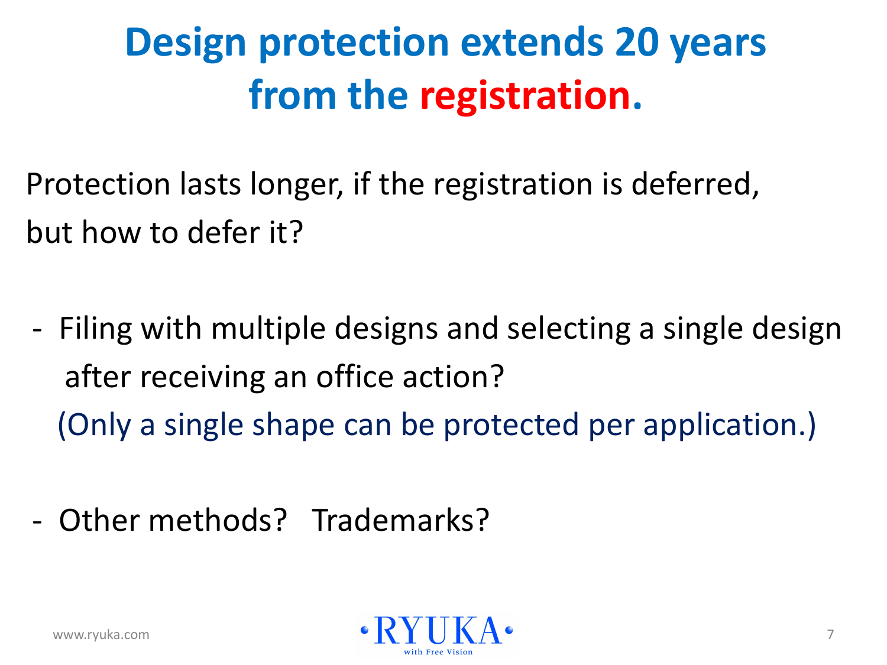# Design protection extends 20 years from the registration.

Protection lasts longer, if the registration is deferred, but how to defer it?

- Filing with multiple designs and selecting a single design after receiving an office action?
  (Only a single shape can be protected per application.)

- Other methods? Trademarks?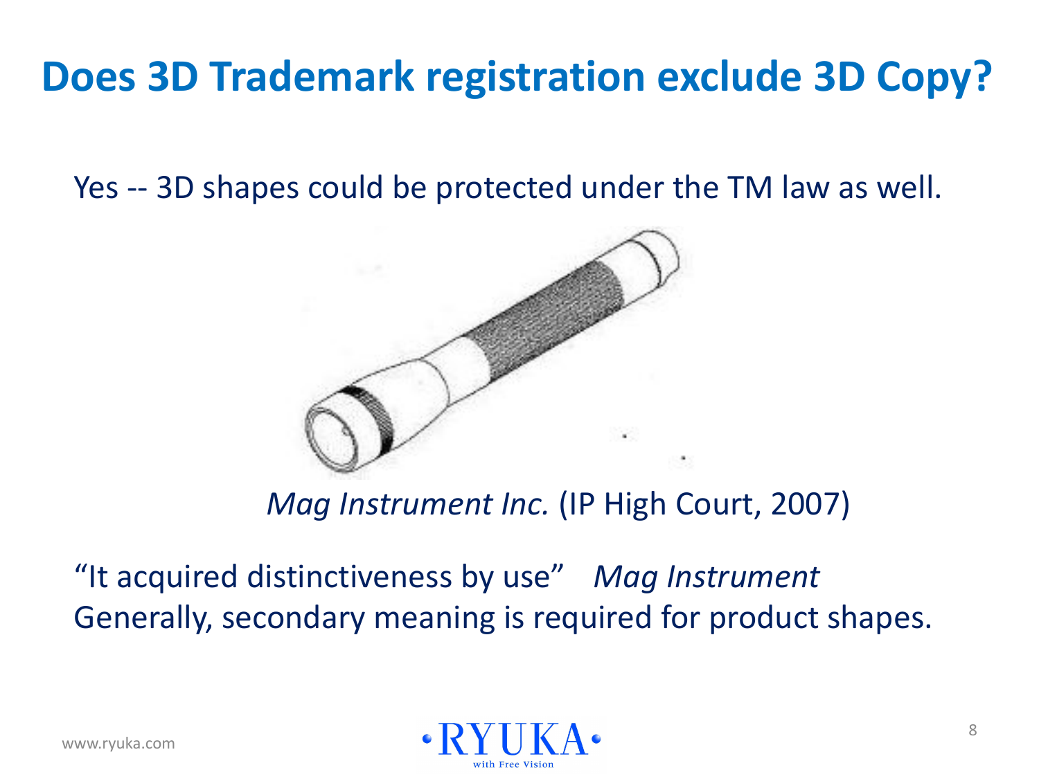# Does 3D Trademark registration exclude 3D Copy?

Yes -- 3D shapes could be protected under the TM law as well.

*Mag Instrument Inc.* (IP High Court, 2007)

"It acquired distinctiveness by use" *Mag Instrument*

Generally, secondary meaning is required for product shapes.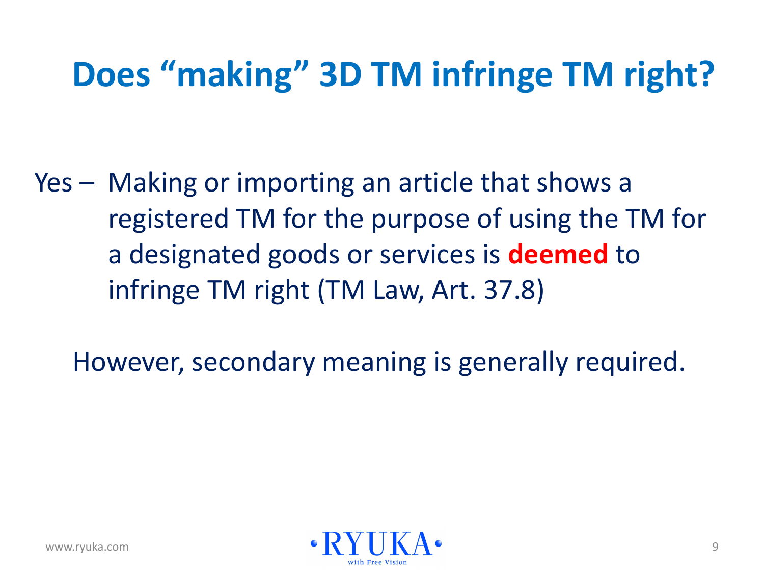# Does “making” 3D TM infringe TM right?

Yes – Making or importing an article that shows a registered TM for the purpose of using the TM for a designated goods or services is **deemed** to infringe TM right (TM Law, Art. 37.8)

However, secondary meaning is generally required.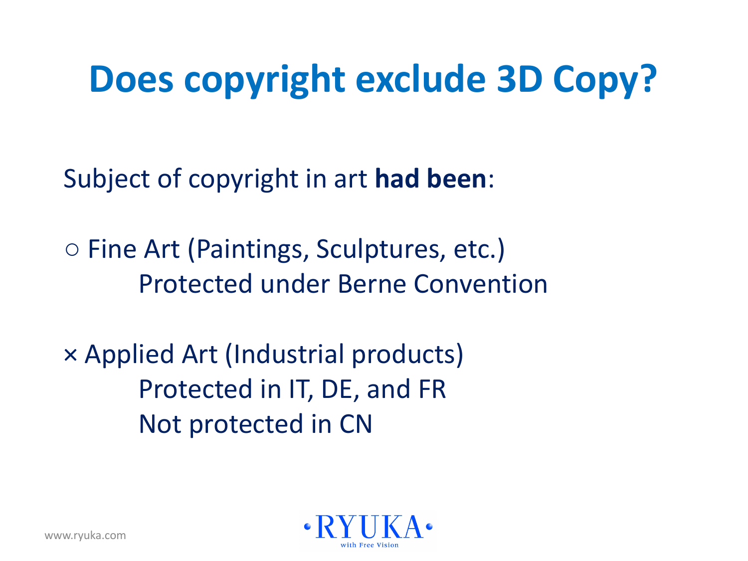# Does copyright exclude 3D Copy?

Subject of copyright in art **had been**:

○ Fine Art (Paintings, Sculptures, etc.)
Protected under Berne Convention

× Applied Art (Industrial products)
Protected in IT, DE, and FR
Not protected in CN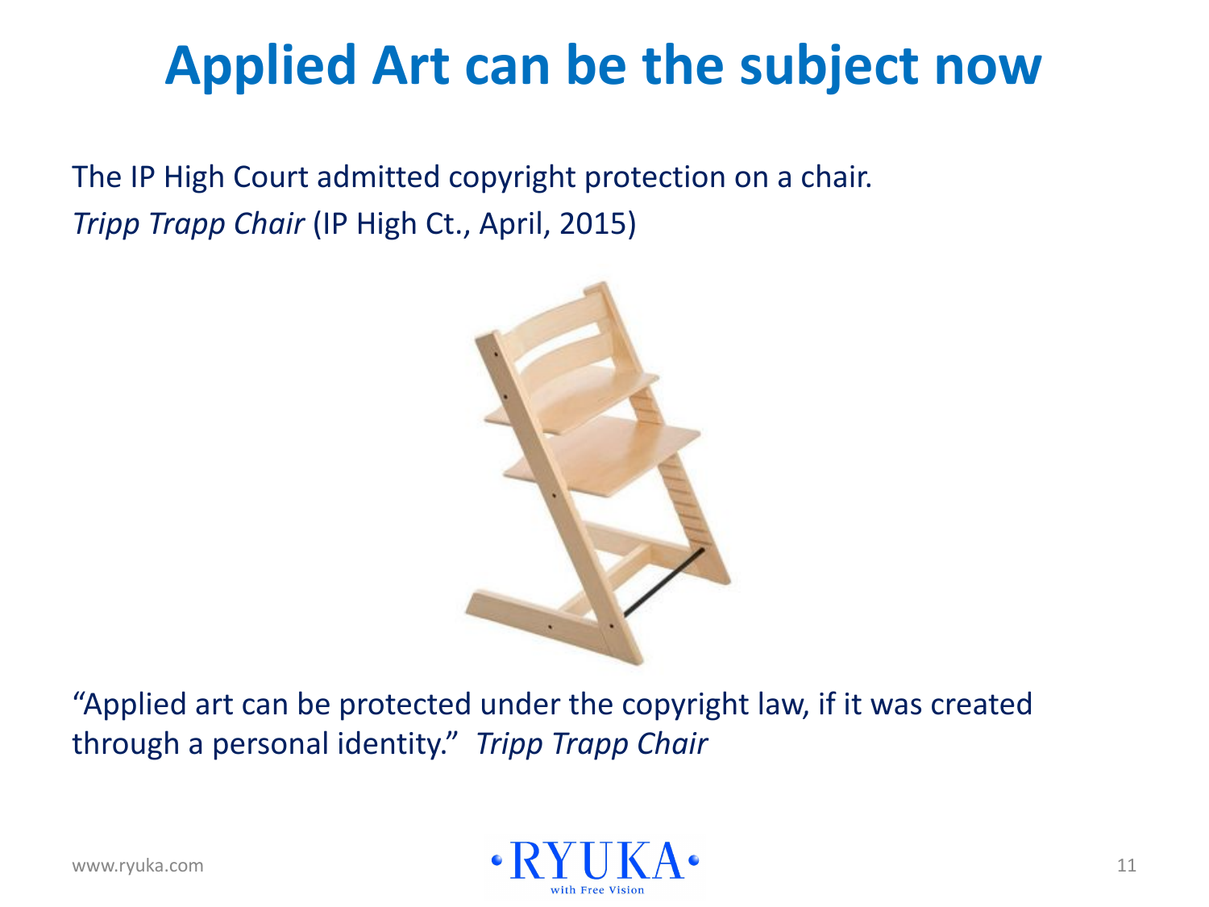# Applied Art can be the subject now

The IP High Court admitted copyright protection on a chair.
*Tripp Trapp Chair* (IP High Ct., April, 2015)

“Applied art can be protected under the copyright law, if it was created through a personal identity.” *Tripp Trapp Chair*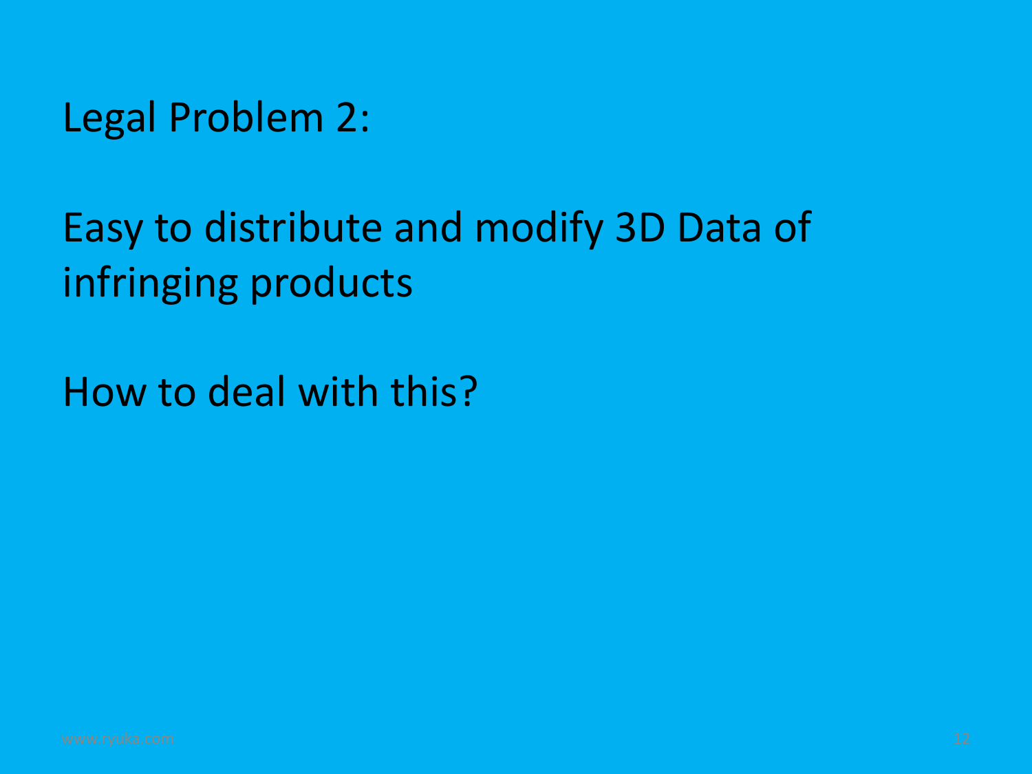# Legal Problem 2:

Easy to distribute and modify 3D Data of infringing products

How to deal with this?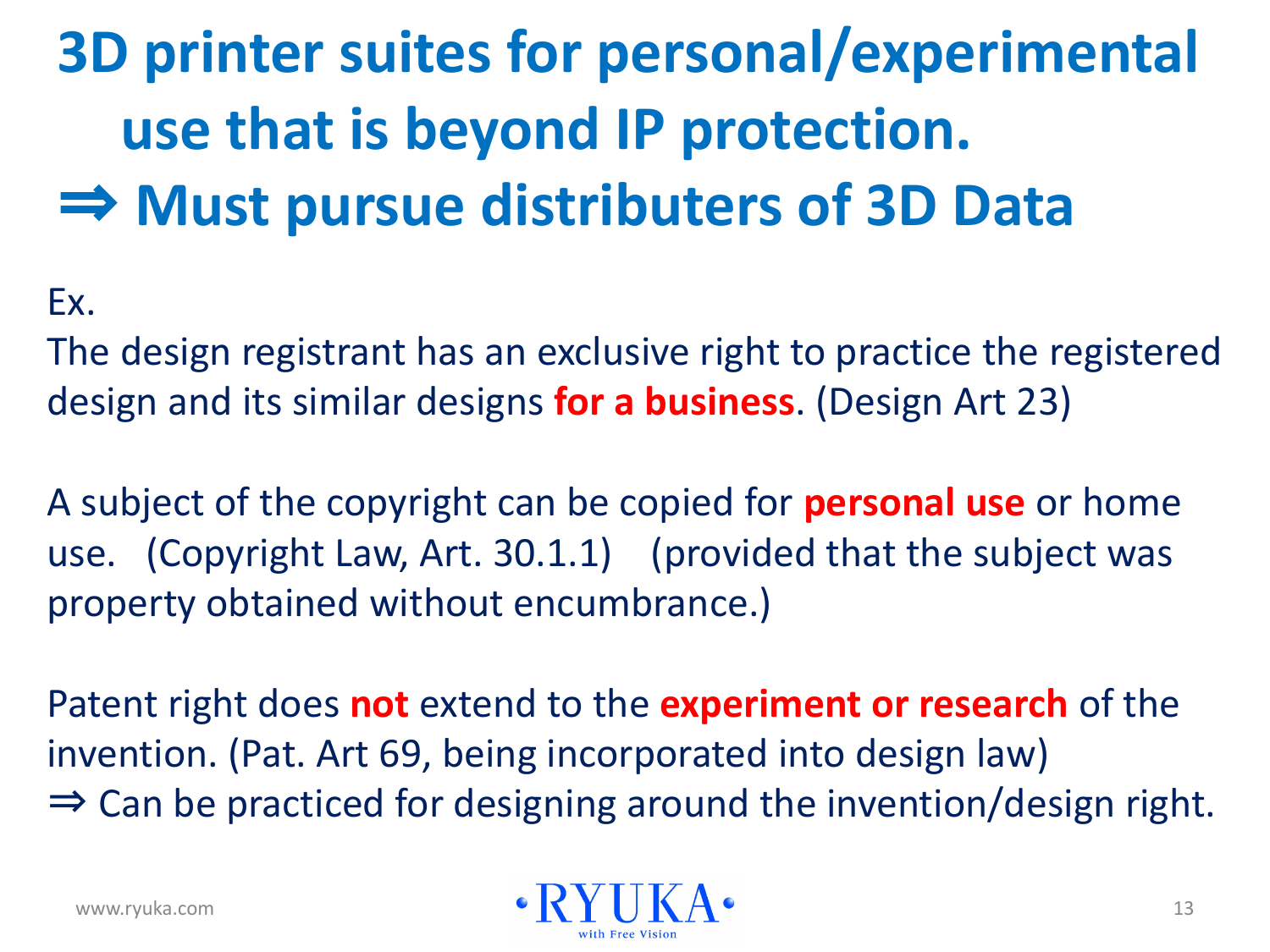# 3D printer suites for personal/experimental use that is beyond IP protection.
# ⇒ Must pursue distributers of 3D Data

Ex.

The design registrant has an exclusive right to practice the registered design and its similar designs **for a business**. (Design Art 23)

A subject of the copyright can be copied for **personal use** or home use. (Copyright Law, Art. 30.1.1) (provided that the subject was property obtained without encumbrance.)

Patent right does **not** extend to the **experiment or research** of the invention. (Pat. Art 69, being incorporated into design law)

⇒ Can be practiced for designing around the invention/design right.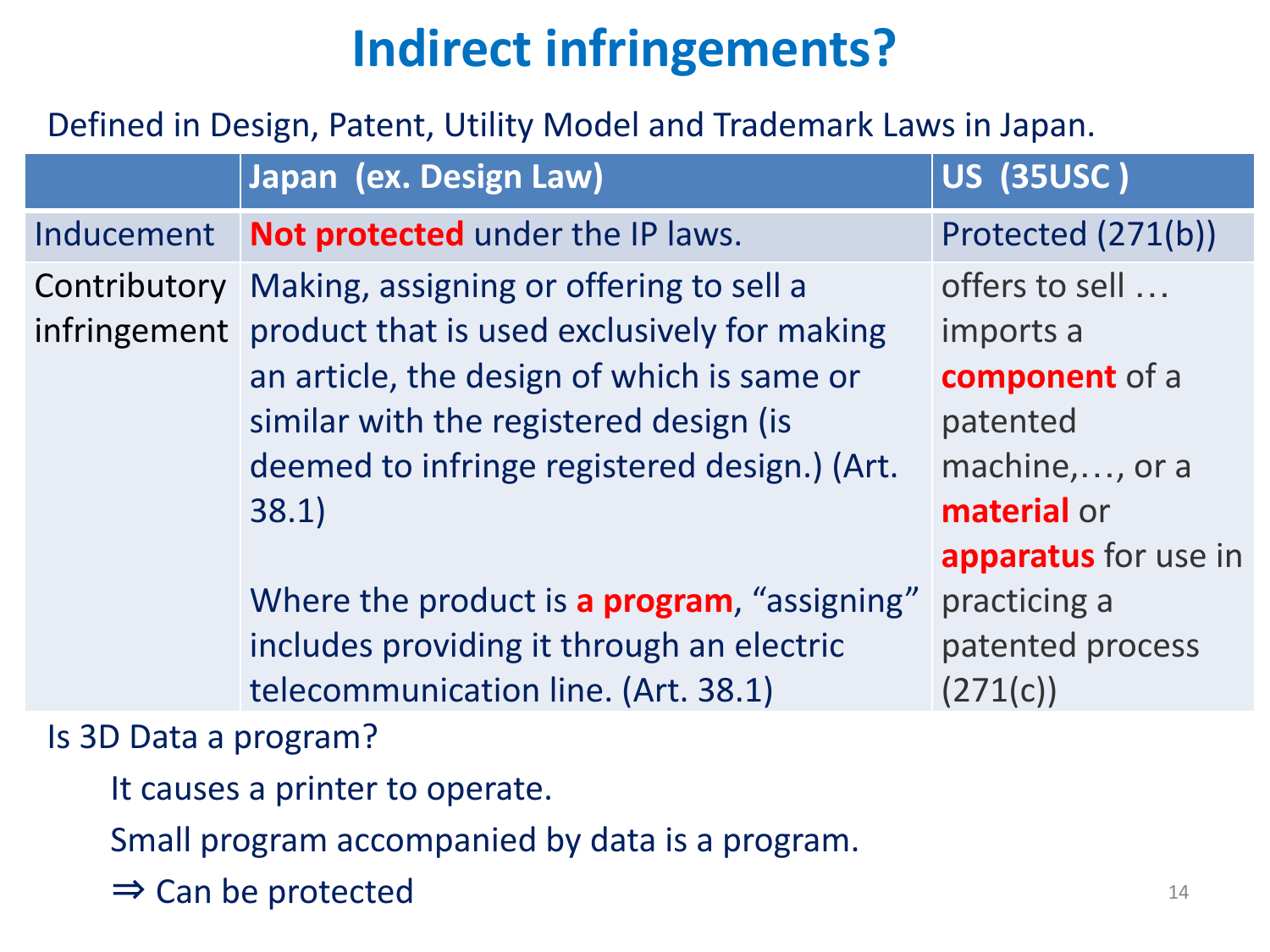# Indirect infringements?

Defined in Design, Patent, Utility Model and Trademark Laws in Japan.

| | Japan (ex. Design Law) | US (35USC ) |
|---|---|---|
| Inducement | **Not protected** under the IP laws. | Protected (271(b)) |
| Contributory infringement | Making, assigning or offering to sell a product that is used exclusively for making an article, the design of which is same or similar with the registered design (is deemed to infringe registered design.) (Art. 38.1)<br><br>Where the product is **a program**, "assigning" includes providing it through an electric telecommunication line. (Art. 38.1) | offers to sell … imports a **component** of a patented machine,…, or a **material** or **apparatus** for use in practicing a patented process (271(c)) |

Is 3D Data a program?

- It causes a printer to operate.
- Small program accompanied by data is a program.
- ⇒ Can be protected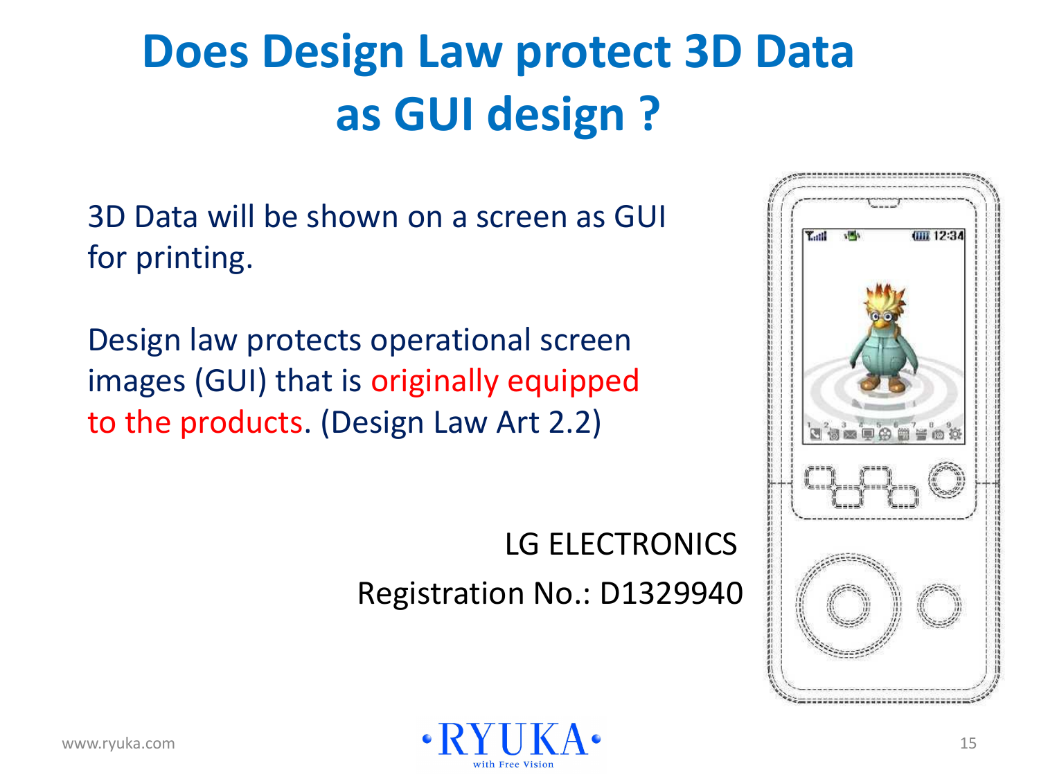# Does Design Law protect 3D Data as GUI design ?

3D Data will be shown on a screen as GUI for printing.

Design law protects operational screen images (GUI) that is originally equipped to the products. (Design Law Art 2.2)

LG ELECTRONICS

Registration No.: D1329940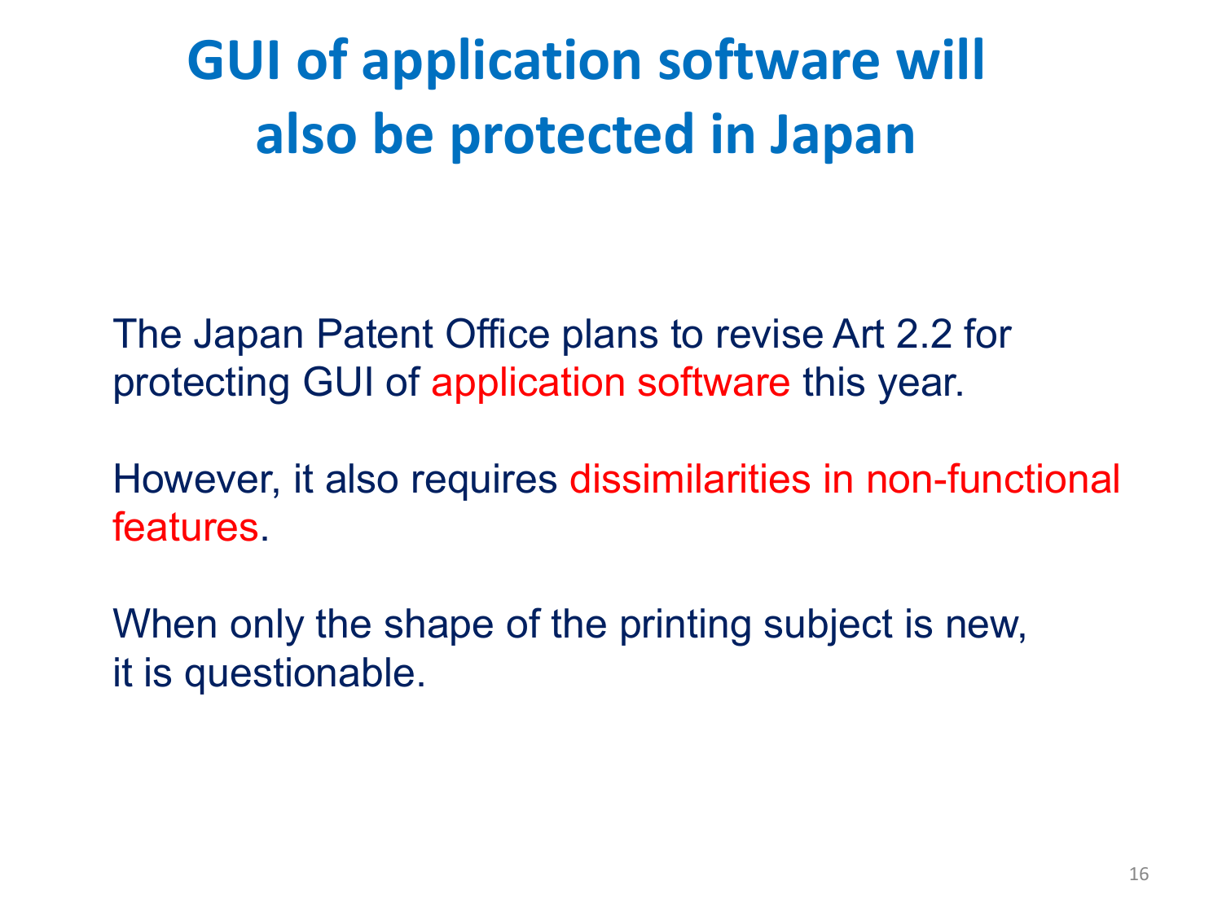# GUI of application software will also be protected in Japan

The Japan Patent Office plans to revise Art 2.2 for protecting GUI of application software this year.

However, it also requires dissimilarities in non-functional features.

When only the shape of the printing subject is new, it is questionable.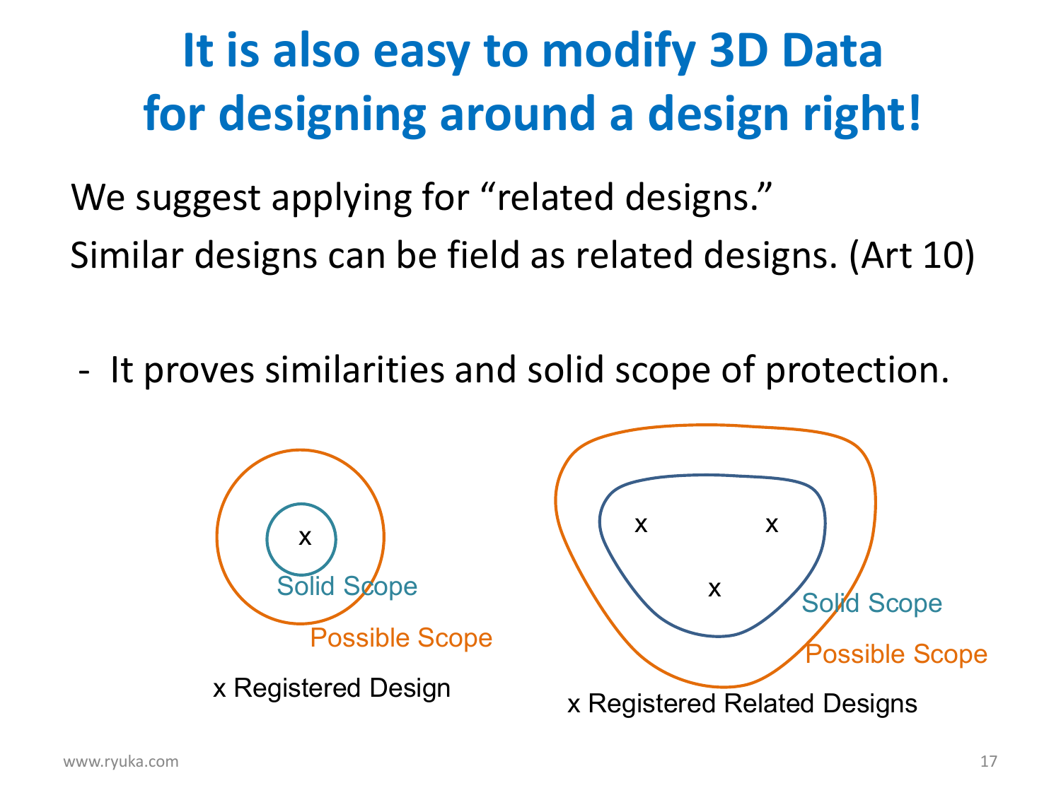# It is also easy to modify 3D Data for designing around a design right!

We suggest applying for “related designs.”

Similar designs can be field as related designs. (Art 10)

- It proves similarities and solid scope of protection.

Solid Scope

Possible Scope

x Registered Design

Solid Scope

Possible Scope

x Registered Related Designs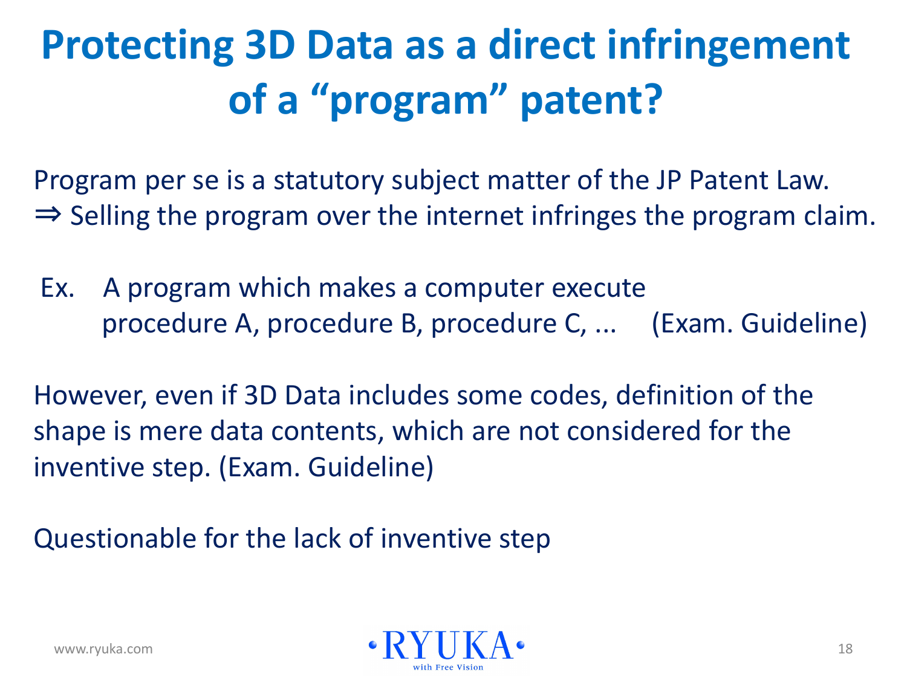# Protecting 3D Data as a direct infringement of a "program" patent?

Program per se is a statutory subject matter of the JP Patent Law.
⇒ Selling the program over the internet infringes the program claim.

Ex. A program which makes a computer execute procedure A, procedure B, procedure C, ... (Exam. Guideline)

However, even if 3D Data includes some codes, definition of the shape is mere data contents, which are not considered for the inventive step. (Exam. Guideline)

Questionable for the lack of inventive step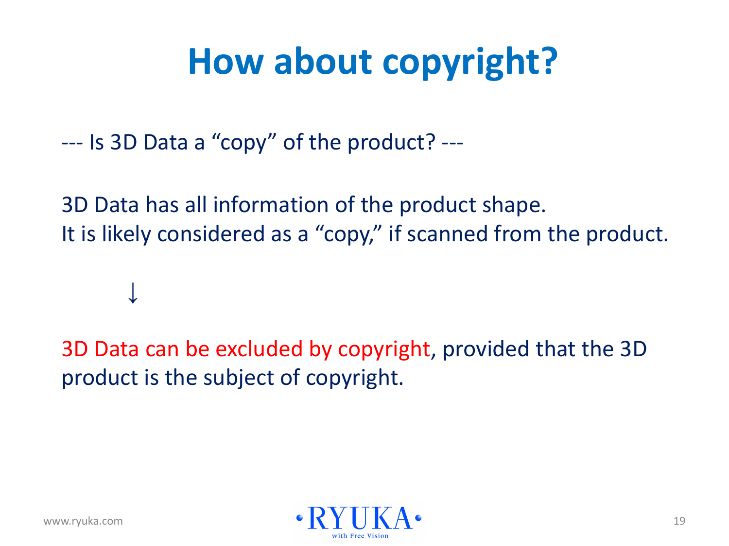# How about copyright?

--- Is 3D Data a “copy” of the product? ---

3D Data has all information of the product shape.
It is likely considered as a “copy,” if scanned from the product.

↓

3D Data can be excluded by copyright, provided that the 3D product is the subject of copyright.